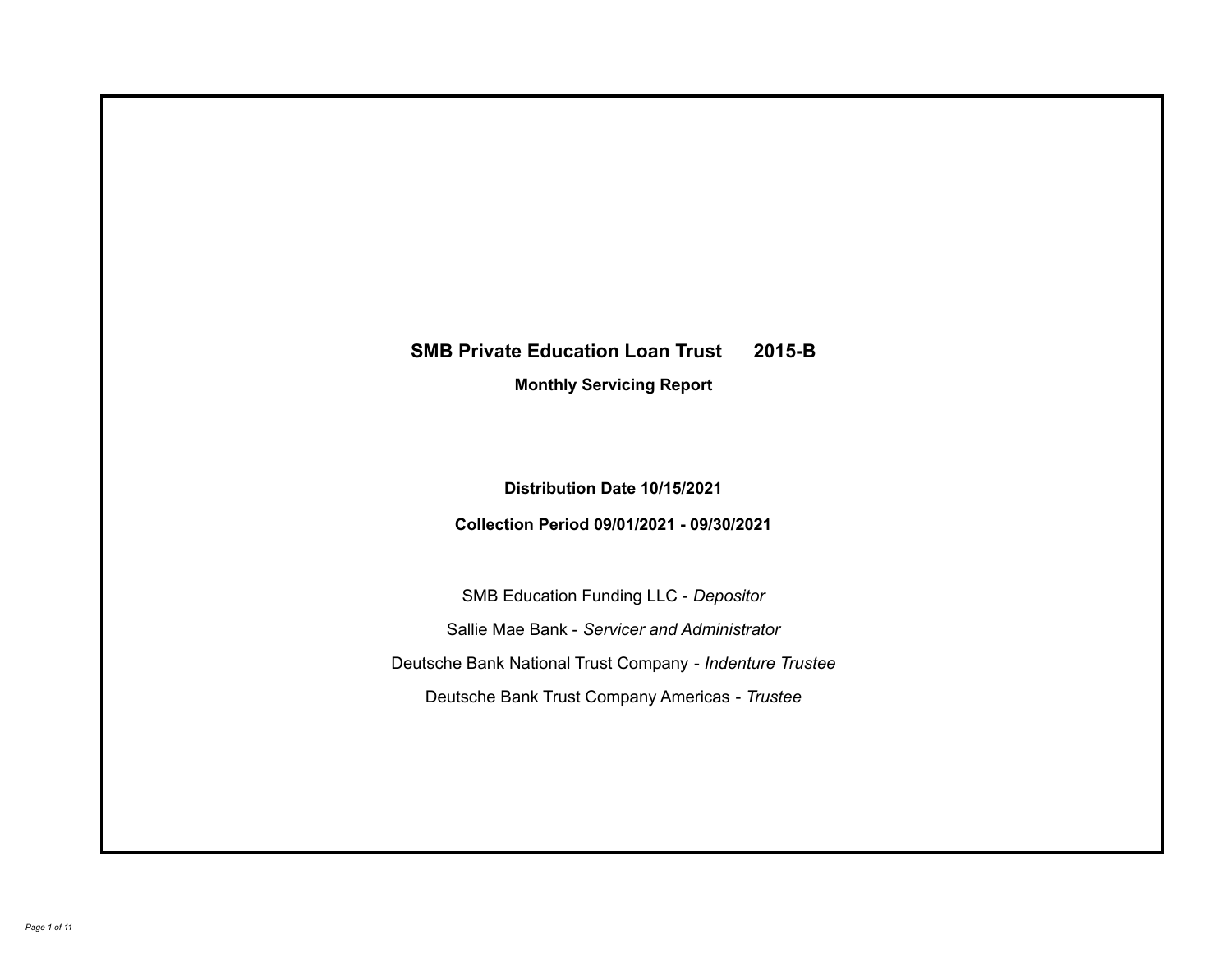# SMB Private Education Loan Trust 2015-B

## Monthly Servicing Report

**Distribution Date 10/15/2021**

**Collection Period 09/01/2021 - 09/30/2021**

SMB Education Funding LLC - *Depositor*

Sallie Mae Bank - *Servicer and Administrator*

Deutsche Bank National Trust Company - *Indenture Trustee*

Deutsche Bank Trust Company Americas - *Trustee*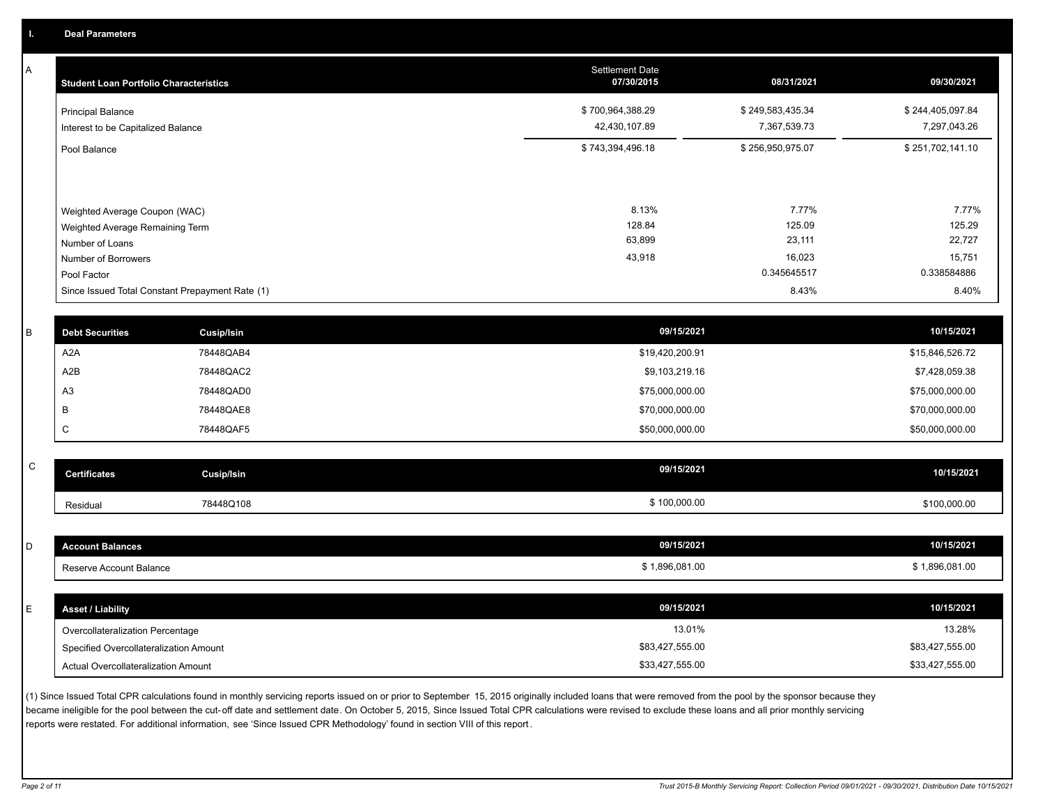## I. Deal Parameters

### A

| Student Loan Portfolio Characteristics | Settlement Date 07/30/2015 | 08/31/2021 | 09/30/2021 |
|---|---|---|---|
| Principal Balance | $ 700,964,388.29 | $ 249,583,435.34 | $ 244,405,097.84 |
| Interest to be Capitalized Balance | 42,430,107.89 | 7,367,539.73 | 7,297,043.26 |
| Pool Balance | $ 743,394,496.18 | $ 256,950,975.07 | $ 251,702,141.10 |
| Weighted Average Coupon (WAC) | 8.13% | 7.77% | 7.77% |
| Weighted Average Remaining Term | 128.84 | 125.09 | 125.29 |
| Number of Loans | 63,899 | 23,111 | 22,727 |
| Number of Borrowers | 43,918 | 16,023 | 15,751 |
| Pool Factor | | 0.345645517 | 0.338584886 |
| Since Issued Total Constant Prepayment Rate (1) | | 8.43% | 8.40% |

### B

| Debt Securities | Cusip/Isin | 09/15/2021 | 10/15/2021 |
|---|---|---|---|
| A2A | 78448QAB4 | $19,420,200.91 | $15,846,526.72 |
| A2B | 78448QAC2 | $9,103,219.16 | $7,428,059.38 |
| A3 | 78448QAD0 | $75,000,000.00 | $75,000,000.00 |
| B | 78448QAE8 | $70,000,000.00 | $70,000,000.00 |
| C | 78448QAF5 | $50,000,000.00 | $50,000,000.00 |

### C

| Certificates | Cusip/Isin | 09/15/2021 | 10/15/2021 |
|---|---|---|---|
| Residual | 78448Q108 | $ 100,000.00 | $100,000.00 |

### D

| Account Balances | 09/15/2021 | 10/15/2021 |
|---|---|---|
| Reserve Account Balance | $ 1,896,081.00 | $ 1,896,081.00 |

### E

| Asset / Liability | 09/15/2021 | 10/15/2021 |
|---|---|---|
| Overcollateralization Percentage | 13.01% | 13.28% |
| Specified Overcollateralization Amount | $83,427,555.00 | $83,427,555.00 |
| Actual Overcollateralization Amount | $33,427,555.00 | $33,427,555.00 |

(1) Since Issued Total CPR calculations found in monthly servicing reports issued on or prior to September 15, 2015 originally included loans that were removed from the pool by the sponsor because they became ineligible for the pool between the cut-off date and settlement date. On October 5, 2015, Since Issued Total CPR calculations were revised to exclude these loans and all prior monthly servicing reports were restated. For additional information, see 'Since Issued CPR Methodology' found in section VIII of this report.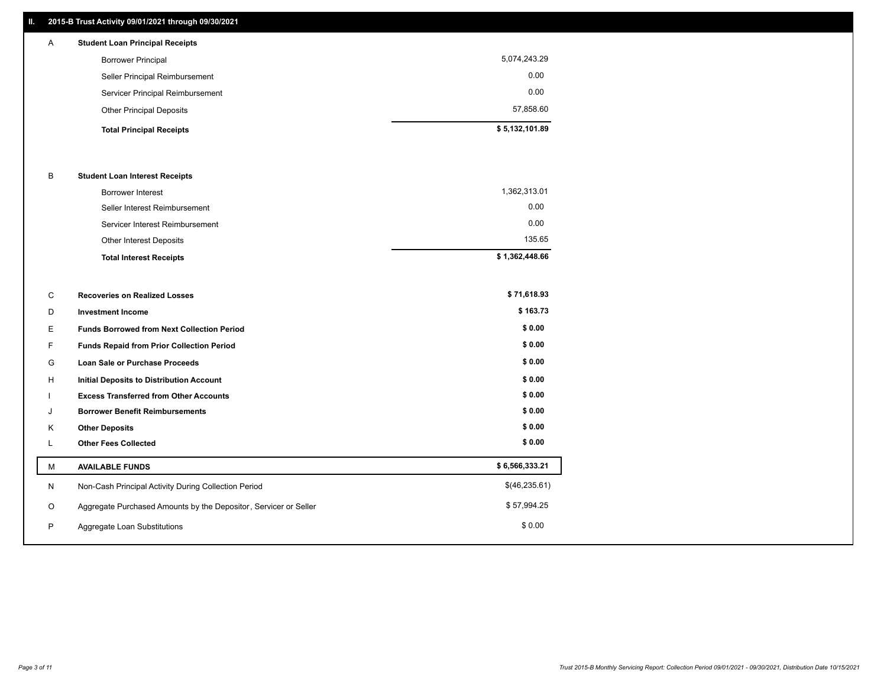## II. 2015-B Trust Activity 09/01/2021 through 09/30/2021

| | | |
|---|---|---|
| A | **Student Loan Principal Receipts** | |
| | Borrower Principal | 5,074,243.29 |
| | Seller Principal Reimbursement | 0.00 |
| | Servicer Principal Reimbursement | 0.00 |
| | Other Principal Deposits | 57,858.60 |
| | **Total Principal Receipts** | **$ 5,132,101.89** |
| B | **Student Loan Interest Receipts** | |
| | Borrower Interest | 1,362,313.01 |
| | Seller Interest Reimbursement | 0.00 |
| | Servicer Interest Reimbursement | 0.00 |
| | Other Interest Deposits | 135.65 |
| | **Total Interest Receipts** | **$ 1,362,448.66** |
| C | **Recoveries on Realized Losses** | **$ 71,618.93** |
| D | **Investment Income** | **$ 163.73** |
| E | **Funds Borrowed from Next Collection Period** | **$ 0.00** |
| F | **Funds Repaid from Prior Collection Period** | **$ 0.00** |
| G | **Loan Sale or Purchase Proceeds** | **$ 0.00** |
| H | **Initial Deposits to Distribution Account** | **$ 0.00** |
| I | **Excess Transferred from Other Accounts** | **$ 0.00** |
| J | **Borrower Benefit Reimbursements** | **$ 0.00** |
| K | **Other Deposits** | **$ 0.00** |
| L | **Other Fees Collected** | **$ 0.00** |
| M | **AVAILABLE FUNDS** | **$ 6,566,333.21** |
| N | Non-Cash Principal Activity During Collection Period | $(46,235.61) |
| O | Aggregate Purchased Amounts by the Depositor, Servicer or Seller | $ 57,994.25 |
| P | Aggregate Loan Substitutions | $ 0.00 |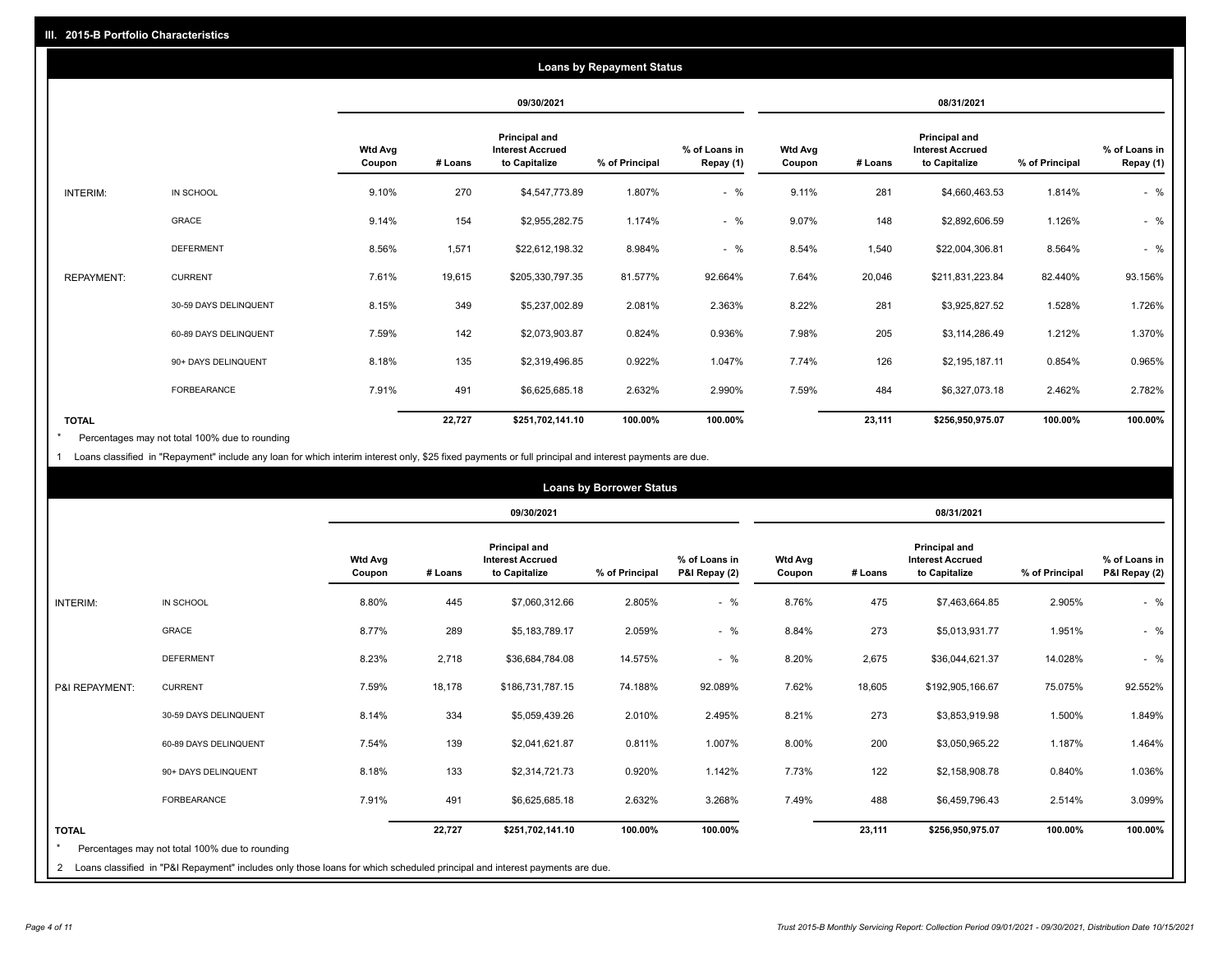## III. 2015-B Portfolio Characteristics

### Loans by Repayment Status

| | | 09/30/2021 | | | | | 08/31/2021 | | | | |
|---|---|---|---|---|---|---|---|---|---|---|---|
| | | Wtd Avg Coupon | # Loans | Principal and Interest Accrued to Capitalize | % of Principal | % of Loans in Repay (1) | Wtd Avg Coupon | # Loans | Principal and Interest Accrued to Capitalize | % of Principal | % of Loans in Repay (1) |
| INTERIM: | IN SCHOOL | 9.10% | 270 | $4,547,773.89 | 1.807% | - % | 9.11% | 281 | $4,660,463.53 | 1.814% | - % |
| | GRACE | 9.14% | 154 | $2,955,282.75 | 1.174% | - % | 9.07% | 148 | $2,892,606.59 | 1.126% | - % |
| | DEFERMENT | 8.56% | 1,571 | $22,612,198.32 | 8.984% | - % | 8.54% | 1,540 | $22,004,306.81 | 8.564% | - % |
| REPAYMENT: | CURRENT | 7.61% | 19,615 | $205,330,797.35 | 81.577% | 92.664% | 7.64% | 20,046 | $211,831,223.84 | 82.440% | 93.156% |
| | 30-59 DAYS DELINQUENT | 8.15% | 349 | $5,237,002.89 | 2.081% | 2.363% | 8.22% | 281 | $3,925,827.52 | 1.528% | 1.726% |
| | 60-89 DAYS DELINQUENT | 7.59% | 142 | $2,073,903.87 | 0.824% | 0.936% | 7.98% | 205 | $3,114,286.49 | 1.212% | 1.370% |
| | 90+ DAYS DELINQUENT | 8.18% | 135 | $2,319,496.85 | 0.922% | 1.047% | 7.74% | 126 | $2,195,187.11 | 0.854% | 0.965% |
| | FORBEARANCE | 7.91% | 491 | $6,625,685.18 | 2.632% | 2.990% | 7.59% | 484 | $6,327,073.18 | 2.462% | 2.782% |
| TOTAL | | | 22,727 | $251,702,141.10 | 100.00% | 100.00% | | 23,111 | $256,950,975.07 | 100.00% | 100.00% |

* Percentages may not total 100% due to rounding

1 Loans classified in "Repayment" include any loan for which interim interest only, $25 fixed payments or full principal and interest payments are due.

### Loans by Borrower Status

| | | 09/30/2021 | | | | | 08/31/2021 | | | | |
|---|---|---|---|---|---|---|---|---|---|---|---|
| | | Wtd Avg Coupon | # Loans | Principal and Interest Accrued to Capitalize | % of Principal | % of Loans in P&I Repay (2) | Wtd Avg Coupon | # Loans | Principal and Interest Accrued to Capitalize | % of Principal | % of Loans in P&I Repay (2) |
| INTERIM: | IN SCHOOL | 8.80% | 445 | $7,060,312.66 | 2.805% | - % | 8.76% | 475 | $7,463,664.85 | 2.905% | - % |
| | GRACE | 8.77% | 289 | $5,183,789.17 | 2.059% | - % | 8.84% | 273 | $5,013,931.77 | 1.951% | - % |
| | DEFERMENT | 8.23% | 2,718 | $36,684,784.08 | 14.575% | - % | 8.20% | 2,675 | $36,044,621.37 | 14.028% | - % |
| P&I REPAYMENT: | CURRENT | 7.59% | 18,178 | $186,731,787.15 | 74.188% | 92.089% | 7.62% | 18,605 | $192,905,166.67 | 75.075% | 92.552% |
| | 30-59 DAYS DELINQUENT | 8.14% | 334 | $5,059,439.26 | 2.010% | 2.495% | 8.21% | 273 | $3,853,919.98 | 1.500% | 1.849% |
| | 60-89 DAYS DELINQUENT | 7.54% | 139 | $2,041,621.87 | 0.811% | 1.007% | 8.00% | 200 | $3,050,965.22 | 1.187% | 1.464% |
| | 90+ DAYS DELINQUENT | 8.18% | 133 | $2,314,721.73 | 0.920% | 1.142% | 7.73% | 122 | $2,158,908.78 | 0.840% | 1.036% |
| | FORBEARANCE | 7.91% | 491 | $6,625,685.18 | 2.632% | 3.268% | 7.49% | 488 | $6,459,796.43 | 2.514% | 3.099% |
| TOTAL | | | 22,727 | $251,702,141.10 | 100.00% | 100.00% | | 23,111 | $256,950,975.07 | 100.00% | 100.00% |

* Percentages may not total 100% due to rounding

2 Loans classified in "P&I Repayment" includes only those loans for which scheduled principal and interest payments are due.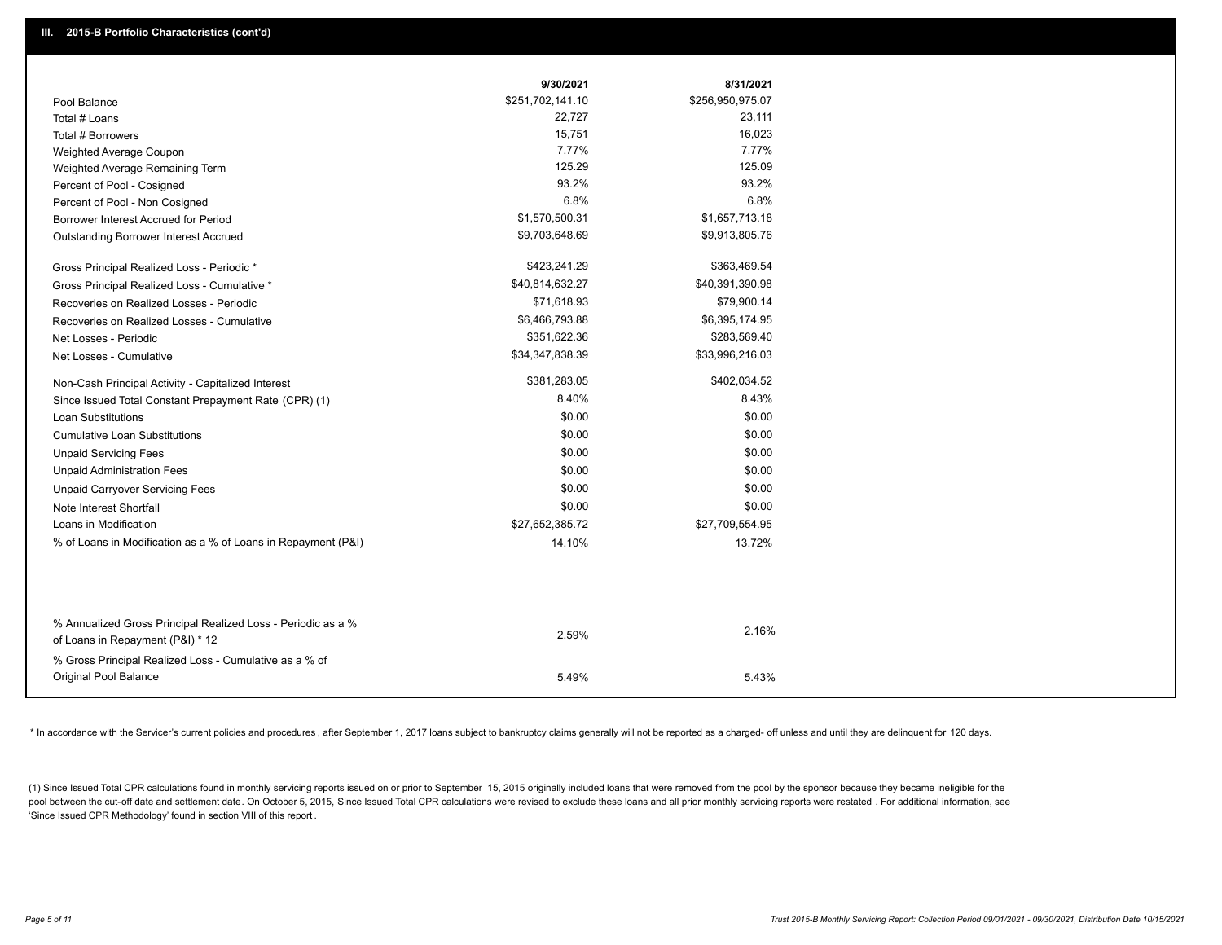## III. 2015-B Portfolio Characteristics (cont'd)

| | 9/30/2021 | 8/31/2021 |
|---|---|---|
| Pool Balance | $251,702,141.10 | $256,950,975.07 |
| Total # Loans | 22,727 | 23,111 |
| Total # Borrowers | 15,751 | 16,023 |
| Weighted Average Coupon | 7.77% | 7.77% |
| Weighted Average Remaining Term | 125.29 | 125.09 |
| Percent of Pool - Cosigned | 93.2% | 93.2% |
| Percent of Pool - Non Cosigned | 6.8% | 6.8% |
| Borrower Interest Accrued for Period | $1,570,500.31 | $1,657,713.18 |
| Outstanding Borrower Interest Accrued | $9,703,648.69 | $9,913,805.76 |
| Gross Principal Realized Loss - Periodic * | $423,241.29 | $363,469.54 |
| Gross Principal Realized Loss - Cumulative * | $40,814,632.27 | $40,391,390.98 |
| Recoveries on Realized Losses - Periodic | $71,618.93 | $79,900.14 |
| Recoveries on Realized Losses - Cumulative | $6,466,793.88 | $6,395,174.95 |
| Net Losses - Periodic | $351,622.36 | $283,569.40 |
| Net Losses - Cumulative | $34,347,838.39 | $33,996,216.03 |
| Non-Cash Principal Activity - Capitalized Interest | $381,283.05 | $402,034.52 |
| Since Issued Total Constant Prepayment Rate (CPR) (1) | 8.40% | 8.43% |
| Loan Substitutions | $0.00 | $0.00 |
| Cumulative Loan Substitutions | $0.00 | $0.00 |
| Unpaid Servicing Fees | $0.00 | $0.00 |
| Unpaid Administration Fees | $0.00 | $0.00 |
| Unpaid Carryover Servicing Fees | $0.00 | $0.00 |
| Note Interest Shortfall | $0.00 | $0.00 |
| Loans in Modification | $27,652,385.72 | $27,709,554.95 |
| % of Loans in Modification as a % of Loans in Repayment (P&I) | 14.10% | 13.72% |
| % Annualized Gross Principal Realized Loss - Periodic as a % of Loans in Repayment (P&I) * 12 | 2.59% | 2.16% |
| % Gross Principal Realized Loss - Cumulative as a % of Original Pool Balance | 5.49% | 5.43% |

* In accordance with the Servicer's current policies and procedures, after September 1, 2017 loans subject to bankruptcy claims generally will not be reported as a charged- off unless and until they are delinquent for 120 days.

(1) Since Issued Total CPR calculations found in monthly servicing reports issued on or prior to September 15, 2015 originally included loans that were removed from the pool by the sponsor because they became ineligible for the pool between the cut-off date and settlement date. On October 5, 2015, Since Issued Total CPR calculations were revised to exclude these loans and all prior monthly servicing reports were restated . For additional information, see 'Since Issued CPR Methodology' found in section VIII of this report .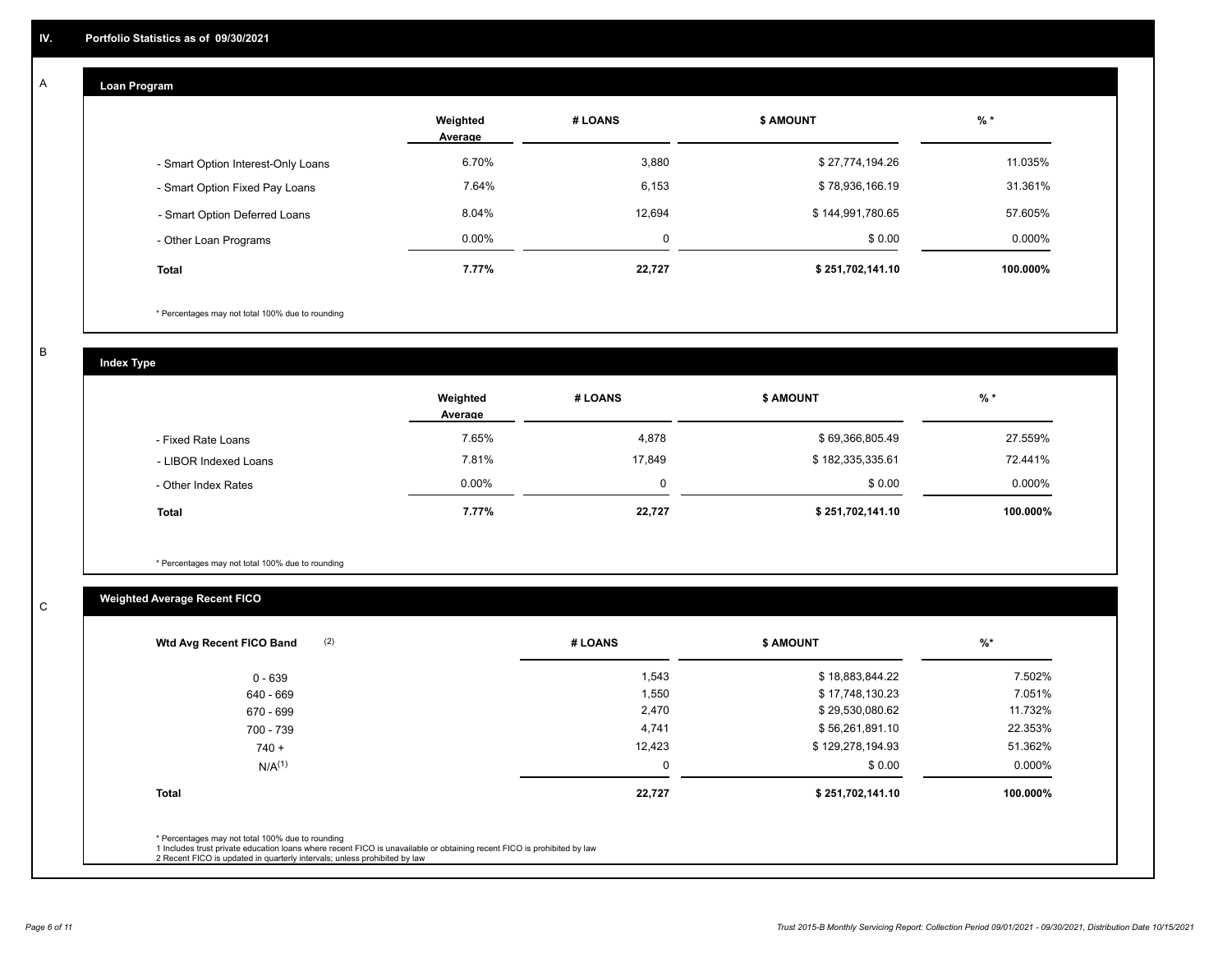## IV. Portfolio Statistics as of 09/30/2021

### A — Loan Program

| | Weighted Average | # LOANS | $ AMOUNT | % * |
|---|---|---|---|---|
| - Smart Option Interest-Only Loans | 6.70% | 3,880 | $ 27,774,194.26 | 11.035% |
| - Smart Option Fixed Pay Loans | 7.64% | 6,153 | $ 78,936,166.19 | 31.361% |
| - Smart Option Deferred Loans | 8.04% | 12,694 | $ 144,991,780.65 | 57.605% |
| - Other Loan Programs | 0.00% | 0 | $ 0.00 | 0.000% |
| **Total** | **7.77%** | **22,727** | **$ 251,702,141.10** | **100.000%** |

* Percentages may not total 100% due to rounding

### B — Index Type

| | Weighted Average | # LOANS | $ AMOUNT | % * |
|---|---|---|---|---|
| - Fixed Rate Loans | 7.65% | 4,878 | $ 69,366,805.49 | 27.559% |
| - LIBOR Indexed Loans | 7.81% | 17,849 | $ 182,335,335.61 | 72.441% |
| - Other Index Rates | 0.00% | 0 | $ 0.00 | 0.000% |
| **Total** | **7.77%** | **22,727** | **$ 251,702,141.10** | **100.000%** |

* Percentages may not total 100% due to rounding

### C — Weighted Average Recent FICO

| Wtd Avg Recent FICO Band (2) | # LOANS | $ AMOUNT | %* |
|---|---|---|---|
| 0 - 639 | 1,543 | $ 18,883,844.22 | 7.502% |
| 640 - 669 | 1,550 | $ 17,748,130.23 | 7.051% |
| 670 - 699 | 2,470 | $ 29,530,080.62 | 11.732% |
| 700 - 739 | 4,741 | $ 56,261,891.10 | 22.353% |
| 740 + | 12,423 | $ 129,278,194.93 | 51.362% |
| N/A(1) | 0 | $ 0.00 | 0.000% |
| **Total** | **22,727** | **$ 251,702,141.10** | **100.000%** |

* Percentages may not total 100% due to rounding
1 Includes trust private education loans where recent FICO is unavailable or obtaining recent FICO is prohibited by law
2 Recent FICO is updated in quarterly intervals; unless prohibited by law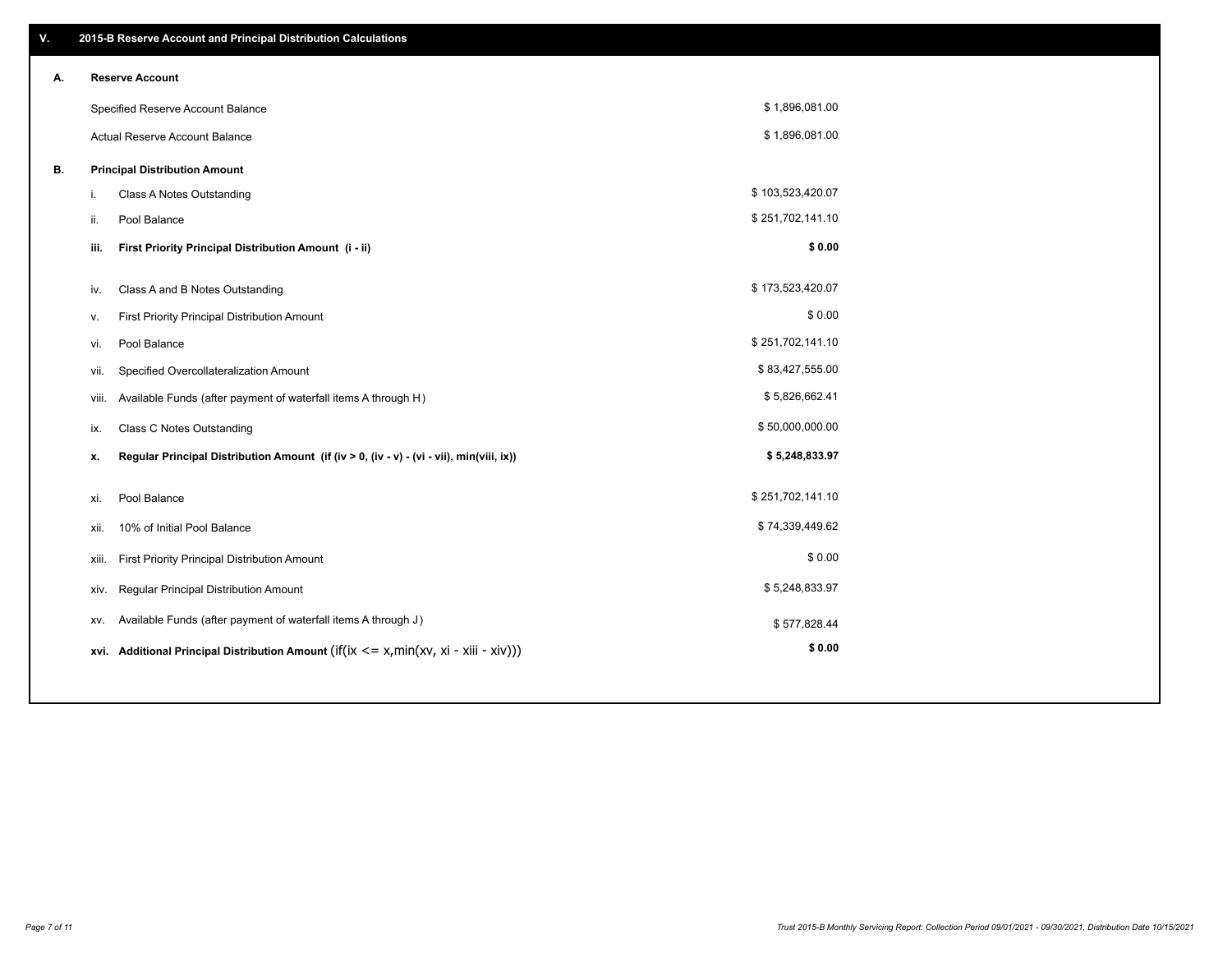## V. 2015-B Reserve Account and Principal Distribution Calculations

### A. Reserve Account

| | |
|---|---|
| Specified Reserve Account Balance | $ 1,896,081.00 |
| Actual Reserve Account Balance | $ 1,896,081.00 |

### B. Principal Distribution Amount

| | | |
|---|---|---|
| i. | Class A Notes Outstanding | $ 103,523,420.07 |
| ii. | Pool Balance | $ 251,702,141.10 |
| **iii.** | **First Priority Principal Distribution Amount (i - ii)** | **$ 0.00** |
| iv. | Class A and B Notes Outstanding | $ 173,523,420.07 |
| v. | First Priority Principal Distribution Amount | $ 0.00 |
| vi. | Pool Balance | $ 251,702,141.10 |
| vii. | Specified Overcollateralization Amount | $ 83,427,555.00 |
| viii. | Available Funds (after payment of waterfall items A through H) | $ 5,826,662.41 |
| ix. | Class C Notes Outstanding | $ 50,000,000.00 |
| **x.** | **Regular Principal Distribution Amount (if (iv > 0, (iv - v) - (vi - vii), min(viii, ix))** | **$ 5,248,833.97** |
| xi. | Pool Balance | $ 251,702,141.10 |
| xii. | 10% of Initial Pool Balance | $ 74,339,449.62 |
| xiii. | First Priority Principal Distribution Amount | $ 0.00 |
| xiv. | Regular Principal Distribution Amount | $ 5,248,833.97 |
| xv. | Available Funds (after payment of waterfall items A through J) | $ 577,828.44 |
| **xvi.** | **Additional Principal Distribution Amount** (if(ix <= x,min(xv, xi - xiii - xiv))) | **$ 0.00** |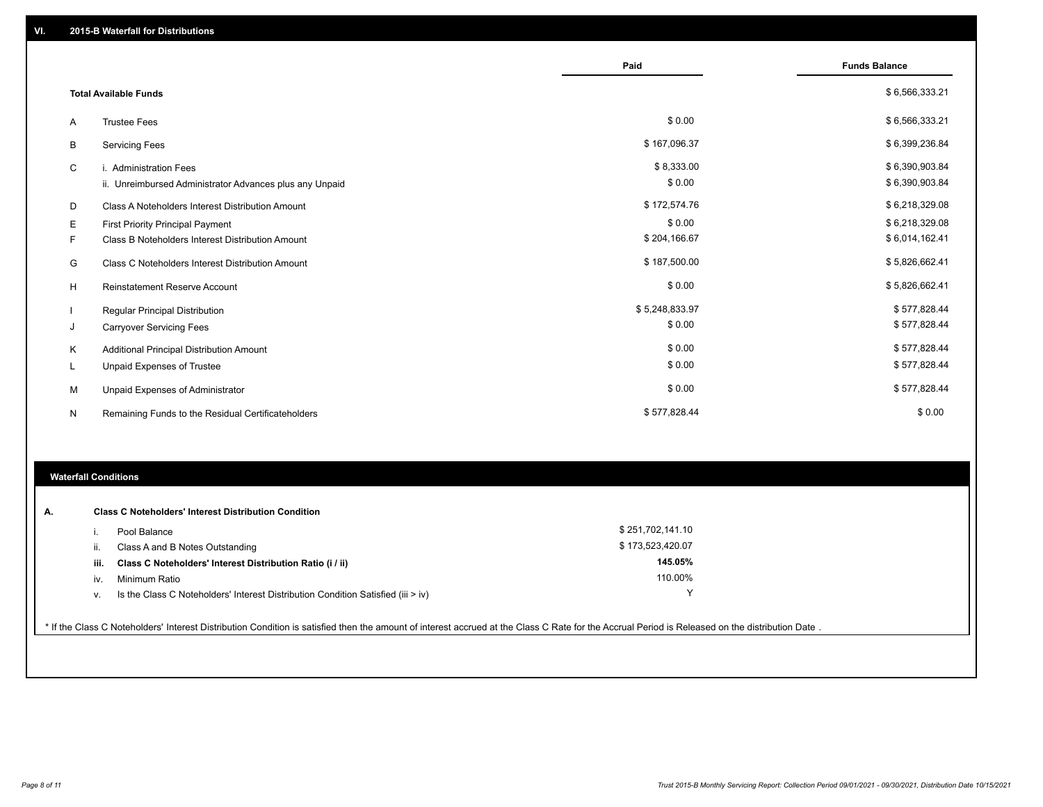## VI. 2015-B Waterfall for Distributions

| | | Paid | Funds Balance |
|---|---|---|---|
| | **Total Available Funds** | | $ 6,566,333.21 |
| A | Trustee Fees | $ 0.00 | $ 6,566,333.21 |
| B | Servicing Fees | $ 167,096.37 | $ 6,399,236.84 |
| C | i. Administration Fees | $ 8,333.00 | $ 6,390,903.84 |
| | ii. Unreimbursed Administrator Advances plus any Unpaid | $ 0.00 | $ 6,390,903.84 |
| D | Class A Noteholders Interest Distribution Amount | $ 172,574.76 | $ 6,218,329.08 |
| E | First Priority Principal Payment | $ 0.00 | $ 6,218,329.08 |
| F | Class B Noteholders Interest Distribution Amount | $ 204,166.67 | $ 6,014,162.41 |
| G | Class C Noteholders Interest Distribution Amount | $ 187,500.00 | $ 5,826,662.41 |
| H | Reinstatement Reserve Account | $ 0.00 | $ 5,826,662.41 |
| I | Regular Principal Distribution | $ 5,248,833.97 | $ 577,828.44 |
| J | Carryover Servicing Fees | $ 0.00 | $ 577,828.44 |
| K | Additional Principal Distribution Amount | $ 0.00 | $ 577,828.44 |
| L | Unpaid Expenses of Trustee | $ 0.00 | $ 577,828.44 |
| M | Unpaid Expenses of Administrator | $ 0.00 | $ 577,828.44 |
| N | Remaining Funds to the Residual Certificateholders | $ 577,828.44 | $ 0.00 |

### Waterfall Conditions

**A. Class C Noteholders' Interest Distribution Condition**

| | | |
|---|---|---|
| i. | Pool Balance | $ 251,702,141.10 |
| ii. | Class A and B Notes Outstanding | $ 173,523,420.07 |
| **iii.** | **Class C Noteholders' Interest Distribution Ratio (i / ii)** | **145.05%** |
| iv. | Minimum Ratio | 110.00% |
| v. | Is the Class C Noteholders' Interest Distribution Condition Satisfied (iii > iv) | Y |

* If the Class C Noteholders' Interest Distribution Condition is satisfied then the amount of interest accrued at the Class C Rate for the Accrual Period is Released on the distribution Date .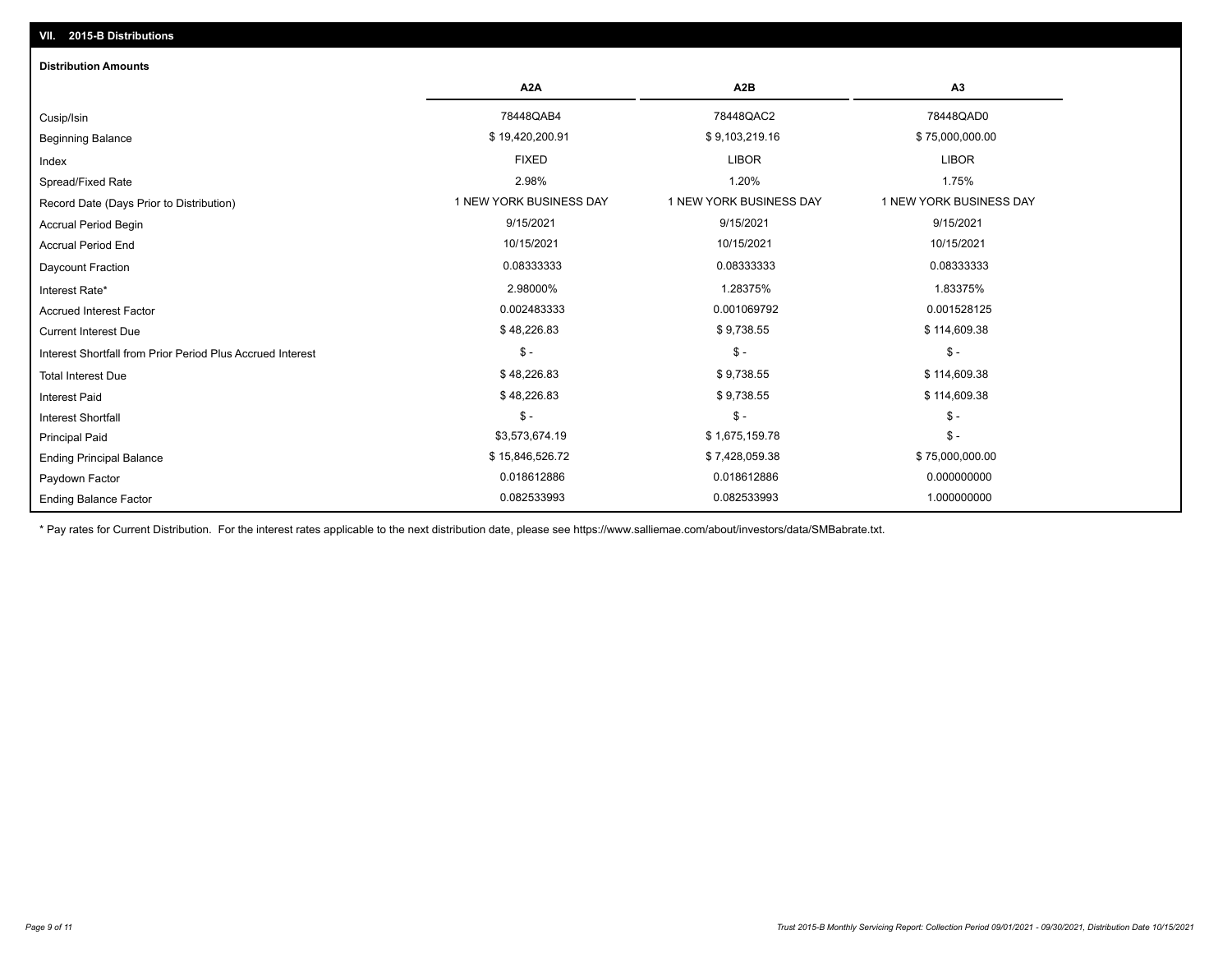## VII. 2015-B Distributions

### Distribution Amounts

| | A2A | A2B | A3 |
|---|---|---|---|
| Cusip/Isin | 78448QAB4 | 78448QAC2 | 78448QAD0 |
| Beginning Balance | $ 19,420,200.91 | $ 9,103,219.16 | $ 75,000,000.00 |
| Index | FIXED | LIBOR | LIBOR |
| Spread/Fixed Rate | 2.98% | 1.20% | 1.75% |
| Record Date (Days Prior to Distribution) | 1 NEW YORK BUSINESS DAY | 1 NEW YORK BUSINESS DAY | 1 NEW YORK BUSINESS DAY |
| Accrual Period Begin | 9/15/2021 | 9/15/2021 | 9/15/2021 |
| Accrual Period End | 10/15/2021 | 10/15/2021 | 10/15/2021 |
| Daycount Fraction | 0.08333333 | 0.08333333 | 0.08333333 |
| Interest Rate* | 2.98000% | 1.28375% | 1.83375% |
| Accrued Interest Factor | 0.002483333 | 0.001069792 | 0.001528125 |
| Current Interest Due | $ 48,226.83 | $ 9,738.55 | $ 114,609.38 |
| Interest Shortfall from Prior Period Plus Accrued Interest | $ - | $ - | $ - |
| Total Interest Due | $ 48,226.83 | $ 9,738.55 | $ 114,609.38 |
| Interest Paid | $ 48,226.83 | $ 9,738.55 | $ 114,609.38 |
| Interest Shortfall | $ - | $ - | $ - |
| Principal Paid | $3,573,674.19 | $ 1,675,159.78 | $ - |
| Ending Principal Balance | $ 15,846,526.72 | $ 7,428,059.38 | $ 75,000,000.00 |
| Paydown Factor | 0.018612886 | 0.018612886 | 0.000000000 |
| Ending Balance Factor | 0.082533993 | 0.082533993 | 1.000000000 |

\* Pay rates for Current Distribution. For the interest rates applicable to the next distribution date, please see https://www.salliemae.com/about/investors/data/SMBabrate.txt.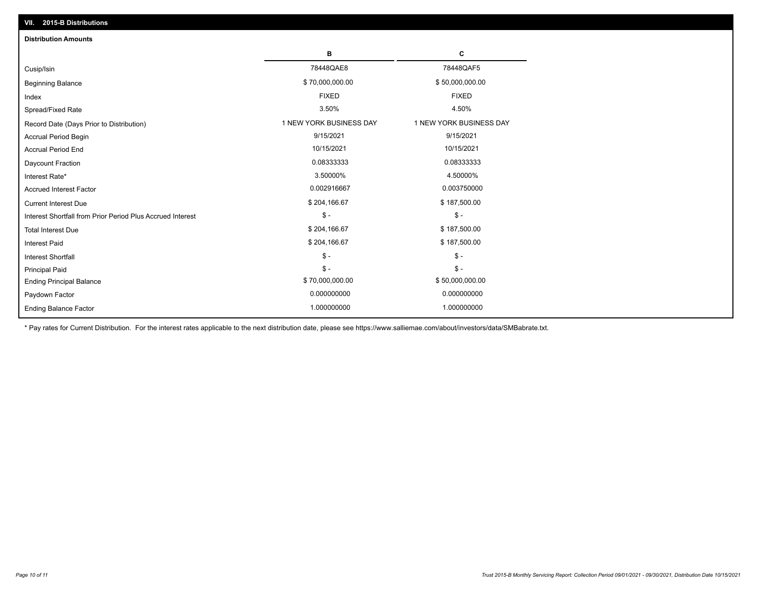## VII. 2015-B Distributions

### Distribution Amounts

| | B | C |
|---|---|---|
| Cusip/Isin | 78448QAE8 | 78448QAF5 |
| Beginning Balance | $ 70,000,000.00 | $ 50,000,000.00 |
| Index | FIXED | FIXED |
| Spread/Fixed Rate | 3.50% | 4.50% |
| Record Date (Days Prior to Distribution) | 1 NEW YORK BUSINESS DAY | 1 NEW YORK BUSINESS DAY |
| Accrual Period Begin | 9/15/2021 | 9/15/2021 |
| Accrual Period End | 10/15/2021 | 10/15/2021 |
| Daycount Fraction | 0.08333333 | 0.08333333 |
| Interest Rate* | 3.50000% | 4.50000% |
| Accrued Interest Factor | 0.002916667 | 0.003750000 |
| Current Interest Due | $ 204,166.67 | $ 187,500.00 |
| Interest Shortfall from Prior Period Plus Accrued Interest | $ - | $ - |
| Total Interest Due | $ 204,166.67 | $ 187,500.00 |
| Interest Paid | $ 204,166.67 | $ 187,500.00 |
| Interest Shortfall | $ - | $ - |
| Principal Paid | $ - | $ - |
| Ending Principal Balance | $ 70,000,000.00 | $ 50,000,000.00 |
| Paydown Factor | 0.000000000 | 0.000000000 |
| Ending Balance Factor | 1.000000000 | 1.000000000 |

* Pay rates for Current Distribution. For the interest rates applicable to the next distribution date, please see https://www.salliemae.com/about/investors/data/SMBabrate.txt.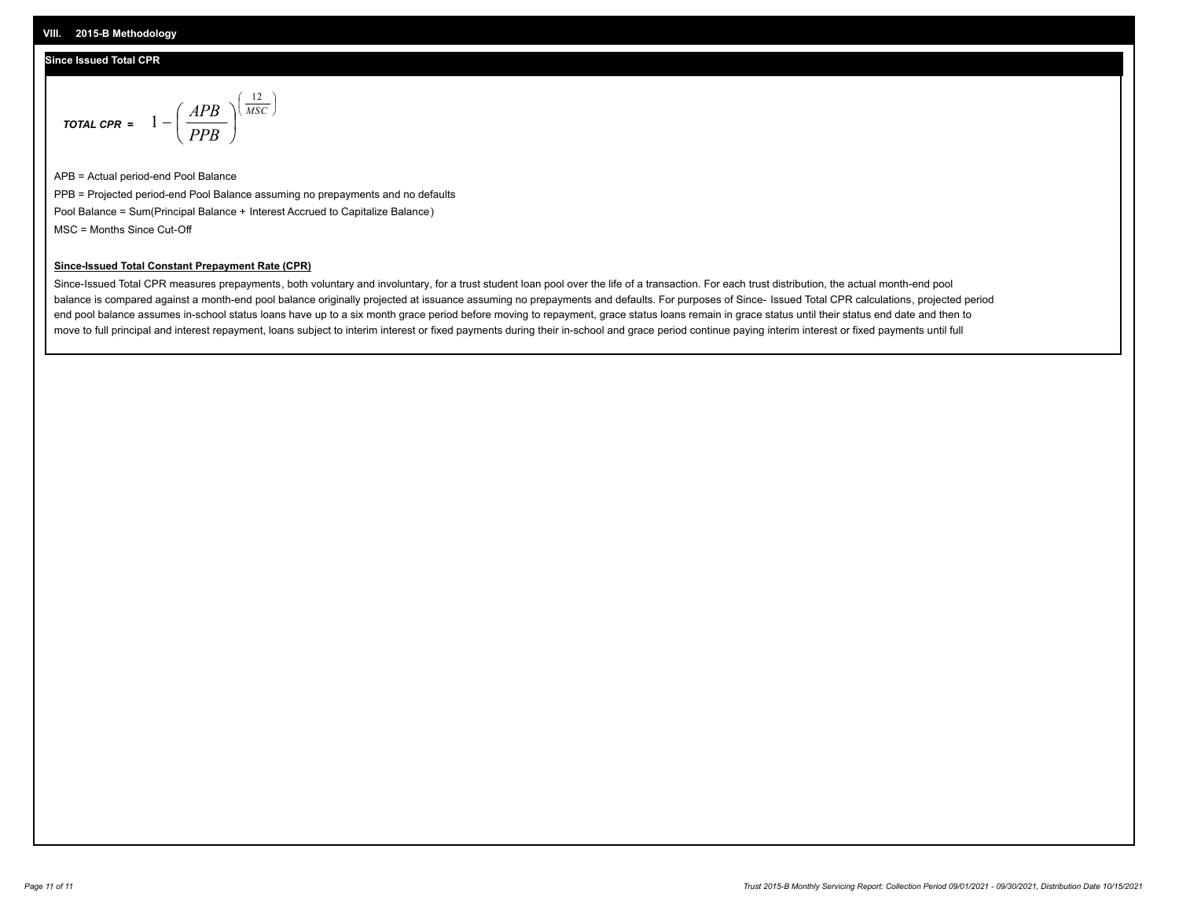## VIII. 2015-B Methodology

### Since Issued Total CPR

**TOTAL CPR =** $$1 - \left( \frac{APB}{PPB} \right)^{\left( \frac{12}{MSC} \right)}$$

APB = Actual period-end Pool Balance

PPB = Projected period-end Pool Balance assuming no prepayments and no defaults

Pool Balance = Sum(Principal Balance + Interest Accrued to Capitalize Balance)

MSC = Months Since Cut-Off

**Since-Issued Total Constant Prepayment Rate (CPR)**

Since-Issued Total CPR measures prepayments, both voluntary and involuntary, for a trust student loan pool over the life of a transaction. For each trust distribution, the actual month-end pool balance is compared against a month-end pool balance originally projected at issuance assuming no prepayments and defaults. For purposes of Since- Issued Total CPR calculations, projected period end pool balance assumes in-school status loans have up to a six month grace period before moving to repayment, grace status loans remain in grace status until their status end date and then to move to full principal and interest repayment, loans subject to interim interest or fixed payments during their in-school and grace period continue paying interim interest or fixed payments until full